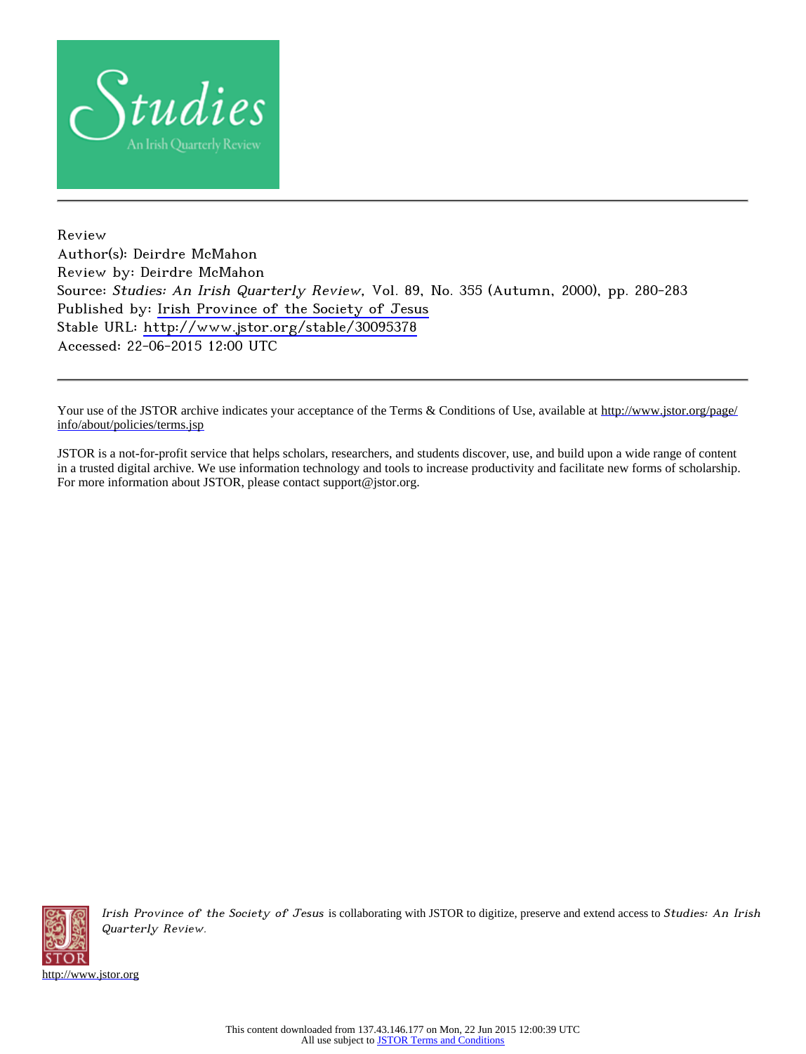Studies
An Irish Quarterly Review

Review
Author(s): Deirdre McMahon
Review by: Deirdre McMahon
Source: *Studies: An Irish Quarterly Review*, Vol. 89, No. 355 (Autumn, 2000), pp. 280-283
Published by: Irish Province of the Society of Jesus
Stable URL: http://www.jstor.org/stable/30095378
Accessed: 22-06-2015 12:00 UTC

Your use of the JSTOR archive indicates your acceptance of the Terms & Conditions of Use, available at http://www.jstor.org/page/info/about/policies/terms.jsp

JSTOR is a not-for-profit service that helps scholars, researchers, and students discover, use, and build upon a wide range of content in a trusted digital archive. We use information technology and tools to increase productivity and facilitate new forms of scholarship. For more information about JSTOR, please contact support@jstor.org.

*Irish Province of the Society of Jesus* is collaborating with JSTOR to digitize, preserve and extend access to *Studies: An Irish Quarterly Review.*

http://www.jstor.org

This content downloaded from 137.43.146.177 on Mon, 22 Jun 2015 12:00:39 UTC
All use subject to JSTOR Terms and Conditions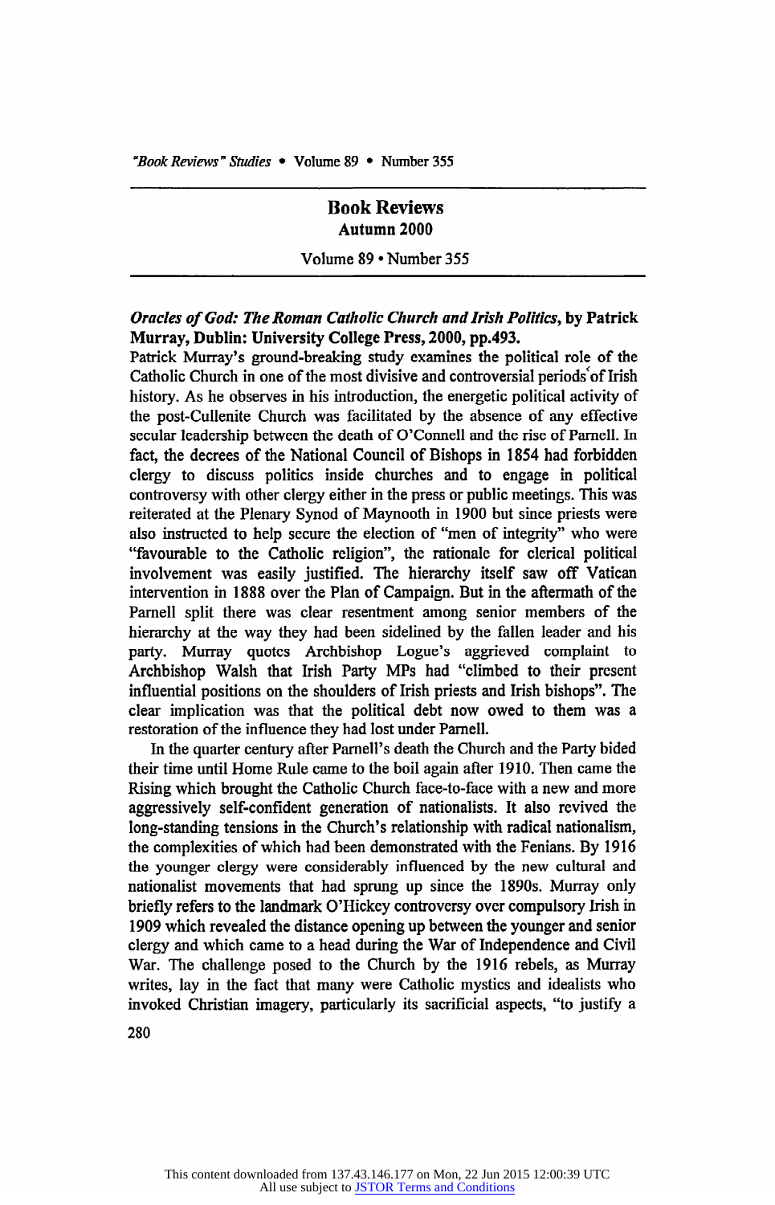## Book Reviews
### Autumn 2000

Volume 89 • Number 355

***Oracles of God: The Roman Catholic Church and Irish Politics*, by Patrick Murray, Dublin: University College Press, 2000, pp.493.**

Patrick Murray's ground-breaking study examines the political role of the Catholic Church in one of the most divisive and controversial periods of Irish history. As he observes in his introduction, the energetic political activity of the post-Cullenite Church was facilitated by the absence of any effective secular leadership between the death of O'Connell and the rise of Parnell. In fact, the decrees of the National Council of Bishops in 1854 had forbidden clergy to discuss politics inside churches and to engage in political controversy with other clergy either in the press or public meetings. This was reiterated at the Plenary Synod of Maynooth in 1900 but since priests were also instructed to help secure the election of "men of integrity" who were "favourable to the Catholic religion", the rationale for clerical political involvement was easily justified. The hierarchy itself saw off Vatican intervention in 1888 over the Plan of Campaign. But in the aftermath of the Parnell split there was clear resentment among senior members of the hierarchy at the way they had been sidelined by the fallen leader and his party. Murray quotes Archbishop Logue's aggrieved complaint to Archbishop Walsh that Irish Party MPs had "climbed to their present influential positions on the shoulders of Irish priests and Irish bishops". The clear implication was that the political debt now owed to them was a restoration of the influence they had lost under Parnell.

In the quarter century after Parnell's death the Church and the Party bided their time until Home Rule came to the boil again after 1910. Then came the Rising which brought the Catholic Church face-to-face with a new and more aggressively self-confident generation of nationalists. It also revived the long-standing tensions in the Church's relationship with radical nationalism, the complexities of which had been demonstrated with the Fenians. By 1916 the younger clergy were considerably influenced by the new cultural and nationalist movements that had sprung up since the 1890s. Murray only briefly refers to the landmark O'Hickey controversy over compulsory Irish in 1909 which revealed the distance opening up between the younger and senior clergy and which came to a head during the War of Independence and Civil War. The challenge posed to the Church by the 1916 rebels, as Murray writes, lay in the fact that many were Catholic mystics and idealists who invoked Christian imagery, particularly its sacrificial aspects, "to justify a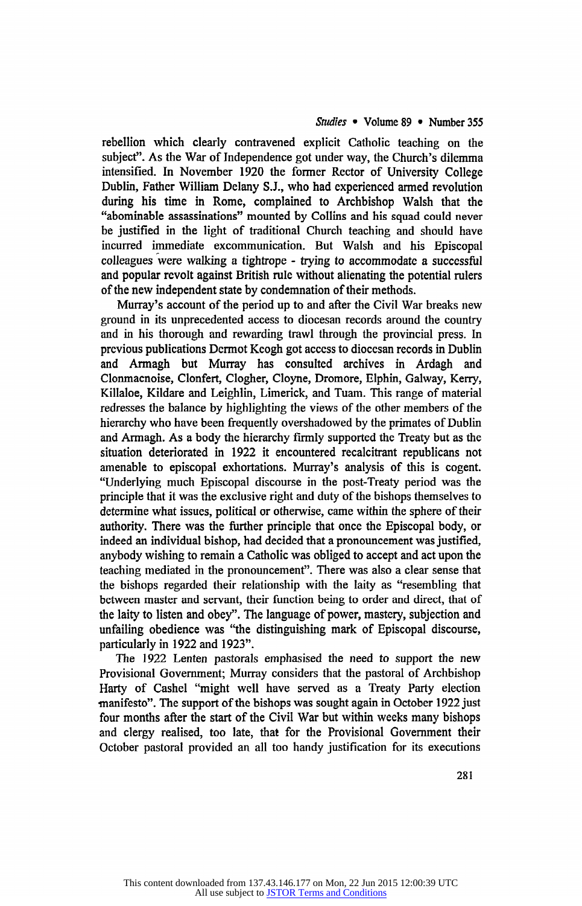rebellion which clearly contravened explicit Catholic teaching on the subject". As the War of Independence got under way, the Church's dilemma intensified. In November 1920 the former Rector of University College Dublin, Father William Delany S.J., who had experienced armed revolution during his time in Rome, complained to Archbishop Walsh that the "abominable assassinations" mounted by Collins and his squad could never be justified in the light of traditional Church teaching and should have incurred immediate excommunication. But Walsh and his Episcopal colleagues were walking a tightrope - trying to accommodate a successful and popular revolt against British rule without alienating the potential rulers of the new independent state by condemnation of their methods.

Murray's account of the period up to and after the Civil War breaks new ground in its unprecedented access to diocesan records around the country and in his thorough and rewarding trawl through the provincial press. In previous publications Dermot Keogh got access to diocesan records in Dublin and Armagh but Murray has consulted archives in Ardagh and Clonmacnoise, Clonfert, Clogher, Cloyne, Dromore, Elphin, Galway, Kerry, Killaloe, Kildare and Leighlin, Limerick, and Tuam. This range of material redresses the balance by highlighting the views of the other members of the hierarchy who have been frequently overshadowed by the primates of Dublin and Armagh. As a body the hierarchy firmly supported the Treaty but as the situation deteriorated in 1922 it encountered recalcitrant republicans not amenable to episcopal exhortations. Murray's analysis of this is cogent. "Underlying much Episcopal discourse in the post-Treaty period was the principle that it was the exclusive right and duty of the bishops themselves to determine what issues, political or otherwise, came within the sphere of their authority. There was the further principle that once the Episcopal body, or indeed an individual bishop, had decided that a pronouncement was justified, anybody wishing to remain a Catholic was obliged to accept and act upon the teaching mediated in the pronouncement". There was also a clear sense that the bishops regarded their relationship with the laity as "resembling that between master and servant, their function being to order and direct, that of the laity to listen and obey". The language of power, mastery, subjection and unfailing obedience was "the distinguishing mark of Episcopal discourse, particularly in 1922 and 1923".

The 1922 Lenten pastorals emphasised the need to support the new Provisional Government; Murray considers that the pastoral of Archbishop Harty of Cashel "might well have served as a Treaty Party election manifesto". The support of the bishops was sought again in October 1922 just four months after the start of the Civil War but within weeks many bishops and clergy realised, too late, that for the Provisional Government their October pastoral provided an all too handy justification for its executions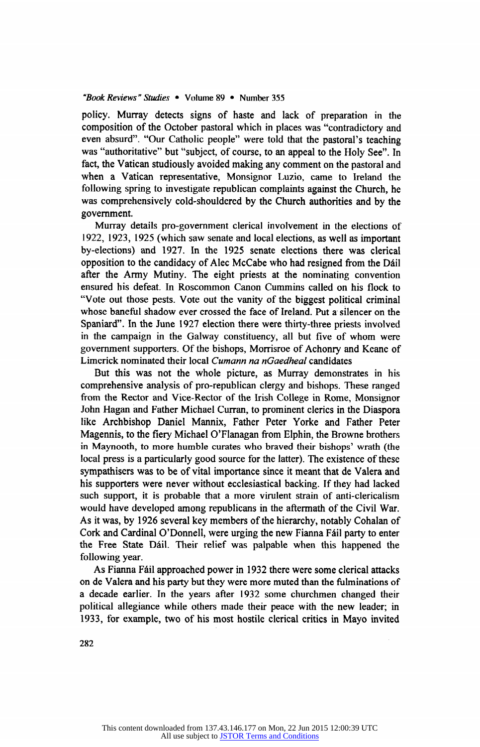policy. Murray detects signs of haste and lack of preparation in the composition of the October pastoral which in places was "contradictory and even absurd". "Our Catholic people" were told that the pastoral's teaching was "authoritative" but "subject, of course, to an appeal to the Holy See". In fact, the Vatican studiously avoided making any comment on the pastoral and when a Vatican representative, Monsignor Luzio, came to Ireland the following spring to investigate republican complaints against the Church, he was comprehensively cold-shouldered by the Church authorities and by the government.

Murray details pro-government clerical involvement in the elections of 1922, 1923, 1925 (which saw senate and local elections, as well as important by-elections) and 1927. In the 1925 senate elections there was clerical opposition to the candidacy of Alec McCabe who had resigned from the Dáil after the Army Mutiny. The eight priests at the nominating convention ensured his defeat. In Roscommon Canon Cummins called on his flock to "Vote out those pests. Vote out the vanity of the biggest political criminal whose baneful shadow ever crossed the face of Ireland. Put a silencer on the Spaniard". In the June 1927 election there were thirty-three priests involved in the campaign in the Galway constituency, all but five of whom were government supporters. Of the bishops, Morrisroe of Achonry and Keane of Limerick nominated their local *Cumann na nGaedheal* candidates

But this was not the whole picture, as Murray demonstrates in his comprehensive analysis of pro-republican clergy and bishops. These ranged from the Rector and Vice-Rector of the Irish College in Rome, Monsignor John Hagan and Father Michael Curran, to prominent clerics in the Diaspora like Archbishop Daniel Mannix, Father Peter Yorke and Father Peter Magennis, to the fiery Michael O'Flanagan from Elphin, the Browne brothers in Maynooth, to more humble curates who braved their bishops' wrath (the local press is a particularly good source for the latter). The existence of these sympathisers was to be of vital importance since it meant that de Valera and his supporters were never without ecclesiastical backing. If they had lacked such support, it is probable that a more virulent strain of anti-clericalism would have developed among republicans in the aftermath of the Civil War. As it was, by 1926 several key members of the hierarchy, notably Cohalan of Cork and Cardinal O'Donnell, were urging the new Fianna Fáil party to enter the Free State Dáil. Their relief was palpable when this happened the following year.

As Fianna Fáil approached power in 1932 there were some clerical attacks on de Valera and his party but they were more muted than the fulminations of a decade earlier. In the years after 1932 some churchmen changed their political allegiance while others made their peace with the new leader; in 1933, for example, two of his most hostile clerical critics in Mayo invited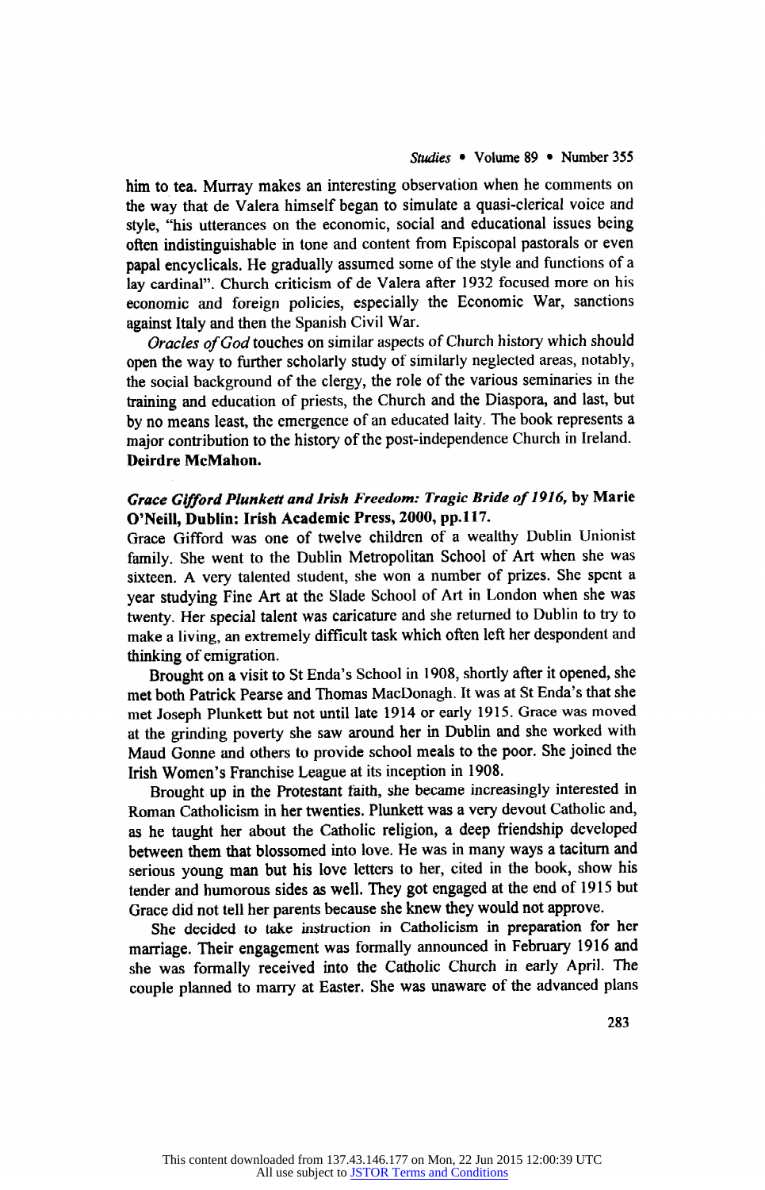him to tea. Murray makes an interesting observation when he comments on the way that de Valera himself began to simulate a quasi-clerical voice and style, "his utterances on the economic, social and educational issues being often indistinguishable in tone and content from Episcopal pastorals or even papal encyclicals. He gradually assumed some of the style and functions of a lay cardinal". Church criticism of de Valera after 1932 focused more on his economic and foreign policies, especially the Economic War, sanctions against Italy and then the Spanish Civil War.

*Oracles of God* touches on similar aspects of Church history which should open the way to further scholarly study of similarly neglected areas, notably, the social background of the clergy, the role of the various seminaries in the training and education of priests, the Church and the Diaspora, and last, but by no means least, the emergence of an educated laity. The book represents a major contribution to the history of the post-independence Church in Ireland.

**Deirdre McMahon.**

***Grace Gifford Plunkett and Irish Freedom: Tragic Bride of 1916*, by Marie O'Neill, Dublin: Irish Academic Press, 2000, pp.117.**

Grace Gifford was one of twelve children of a wealthy Dublin Unionist family. She went to the Dublin Metropolitan School of Art when she was sixteen. A very talented student, she won a number of prizes. She spent a year studying Fine Art at the Slade School of Art in London when she was twenty. Her special talent was caricature and she returned to Dublin to try to make a living, an extremely difficult task which often left her despondent and thinking of emigration.

Brought on a visit to St Enda's School in 1908, shortly after it opened, she met both Patrick Pearse and Thomas MacDonagh. It was at St Enda's that she met Joseph Plunkett but not until late 1914 or early 1915. Grace was moved at the grinding poverty she saw around her in Dublin and she worked with Maud Gonne and others to provide school meals to the poor. She joined the Irish Women's Franchise League at its inception in 1908.

Brought up in the Protestant faith, she became increasingly interested in Roman Catholicism in her twenties. Plunkett was a very devout Catholic and, as he taught her about the Catholic religion, a deep friendship developed between them that blossomed into love. He was in many ways a taciturn and serious young man but his love letters to her, cited in the book, show his tender and humorous sides as well. They got engaged at the end of 1915 but Grace did not tell her parents because she knew they would not approve.

She decided to take instruction in Catholicism in preparation for her marriage. Their engagement was formally announced in February 1916 and she was formally received into the Catholic Church in early April. The couple planned to marry at Easter. She was unaware of the advanced plans